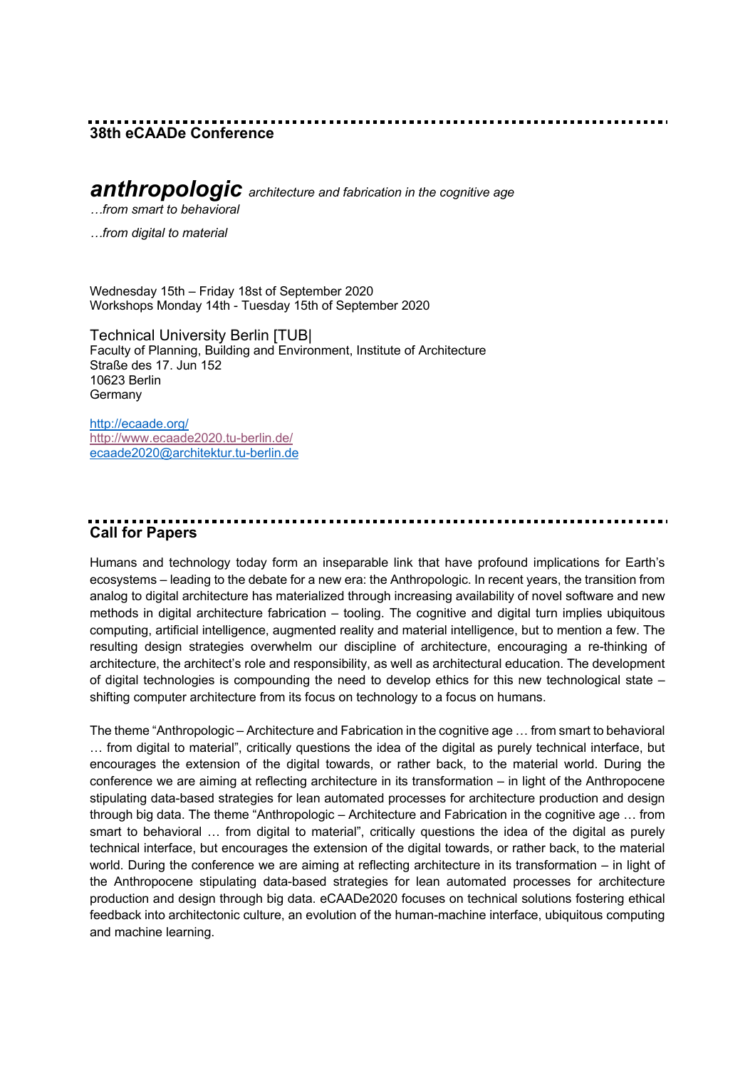## 38th eCAADe Conference

***anthropologic*** *architecture and fabrication in the cognitive age*

*…from smart to behavioral*

*…from digital to material*

Wednesday 15th – Friday 18st of September 2020
Workshops Monday 14th - Tuesday 15th of September 2020

Technical University Berlin [TUB|
Faculty of Planning, Building and Environment, Institute of Architecture
Straße des 17. Jun 152
10623 Berlin
Germany

http://ecaade.org/
http://www.ecaade2020.tu-berlin.de/
ecaade2020@architektur.tu-berlin.de

## Call for Papers

Humans and technology today form an inseparable link that have profound implications for Earth's ecosystems – leading to the debate for a new era: the Anthropologic. In recent years, the transition from analog to digital architecture has materialized through increasing availability of novel software and new methods in digital architecture fabrication – tooling. The cognitive and digital turn implies ubiquitous computing, artificial intelligence, augmented reality and material intelligence, but to mention a few. The resulting design strategies overwhelm our discipline of architecture, encouraging a re-thinking of architecture, the architect's role and responsibility, as well as architectural education. The development of digital technologies is compounding the need to develop ethics for this new technological state – shifting computer architecture from its focus on technology to a focus on humans.

The theme "Anthropologic – Architecture and Fabrication in the cognitive age … from smart to behavioral … from digital to material", critically questions the idea of the digital as purely technical interface, but encourages the extension of the digital towards, or rather back, to the material world. During the conference we are aiming at reflecting architecture in its transformation – in light of the Anthropocene stipulating data-based strategies for lean automated processes for architecture production and design through big data. The theme "Anthropologic – Architecture and Fabrication in the cognitive age … from smart to behavioral … from digital to material", critically questions the idea of the digital as purely technical interface, but encourages the extension of the digital towards, or rather back, to the material world. During the conference we are aiming at reflecting architecture in its transformation – in light of the Anthropocene stipulating data-based strategies for lean automated processes for architecture production and design through big data. eCAADe2020 focuses on technical solutions fostering ethical feedback into architectonic culture, an evolution of the human-machine interface, ubiquitous computing and machine learning.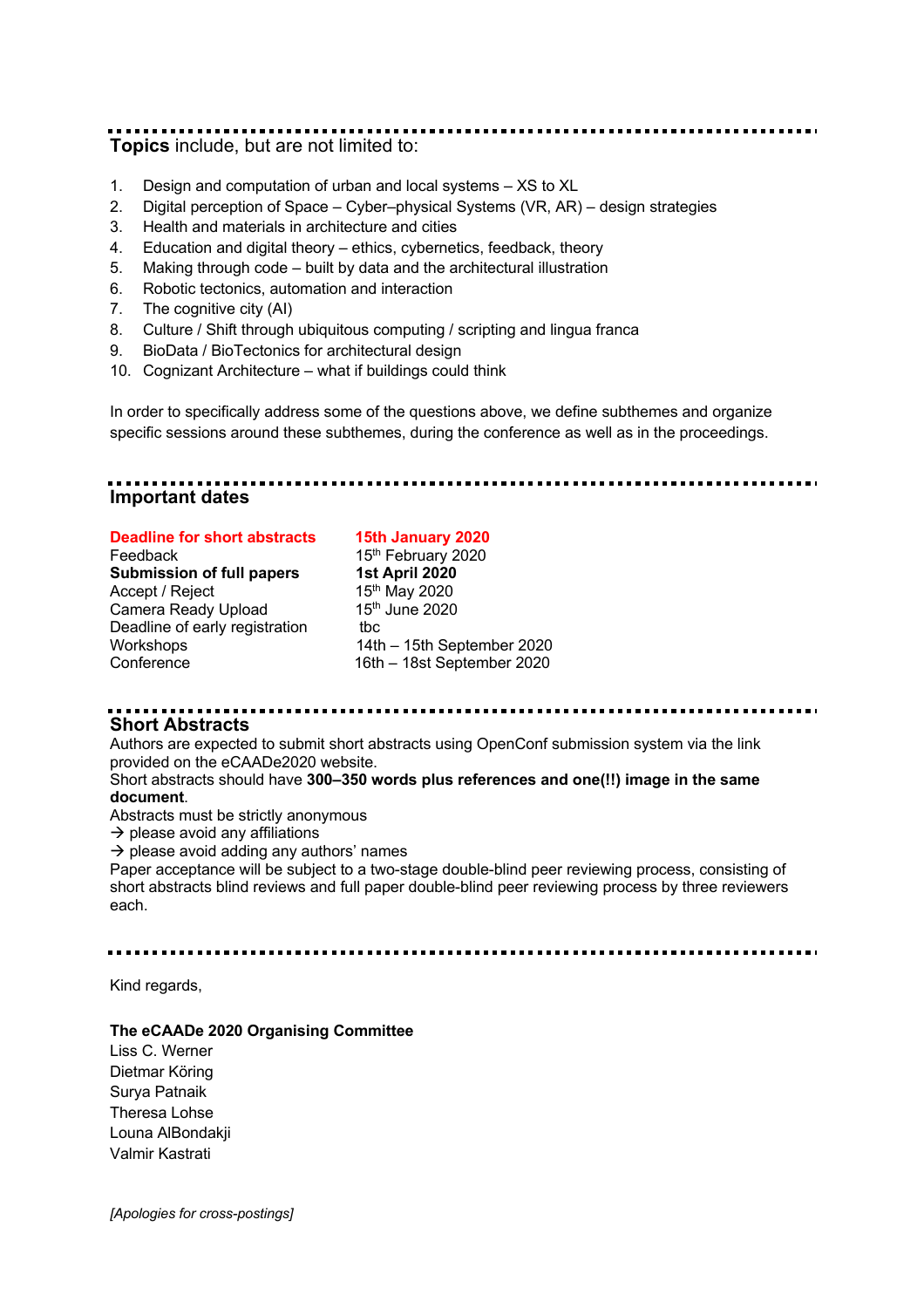**Topics** include, but are not limited to:

1. Design and computation of urban and local systems – XS to XL
2. Digital perception of Space – Cyber–physical Systems (VR, AR) – design strategies
3. Health and materials in architecture and cities
4. Education and digital theory – ethics, cybernetics, feedback, theory
5. Making through code – built by data and the architectural illustration
6. Robotic tectonics, automation and interaction
7. The cognitive city (AI)
8. Culture / Shift through ubiquitous computing / scripting and lingua franca
9. BioData / BioTectonics for architectural design
10. Cognizant Architecture – what if buildings could think

In order to specifically address some of the questions above, we define subthemes and organize specific sessions around these subthemes, during the conference as well as in the proceedings.

## Important dates

| | |
|---|---|
| **Deadline for short abstracts** | **15th January 2020** |
| Feedback | 15th February 2020 |
| **Submission of full papers** | **1st April 2020** |
| Accept / Reject | 15th May 2020 |
| Camera Ready Upload | 15th June 2020 |
| Deadline of early registration | tbc |
| Workshops | 14th – 15th September 2020 |
| Conference | 16th – 18st September 2020 |

## Short Abstracts

Authors are expected to submit short abstracts using OpenConf submission system via the link provided on the eCAADe2020 website.
Short abstracts should have **300–350 words plus references and one(!!) image in the same document**.
Abstracts must be strictly anonymous
→ please avoid any affiliations
→ please avoid adding any authors' names
Paper acceptance will be subject to a two-stage double-blind peer reviewing process, consisting of short abstracts blind reviews and full paper double-blind peer reviewing process by three reviewers each.

Kind regards,

**The eCAADe 2020 Organising Committee**
Liss C. Werner
Dietmar Köring
Surya Patnaik
Theresa Lohse
Louna AlBondakji
Valmir Kastrati

*[Apologies for cross-postings]*